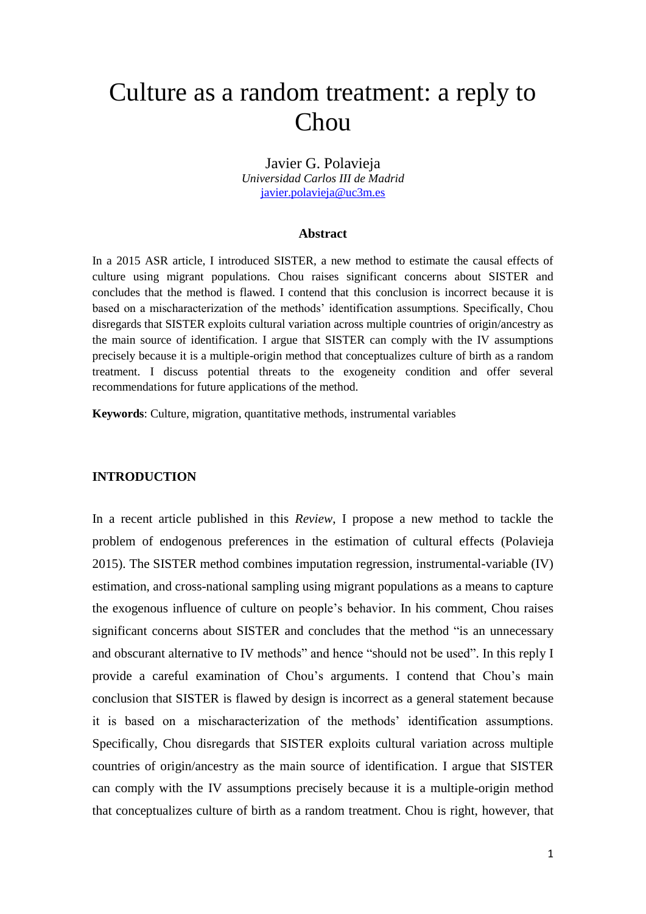# Culture as a random treatment: a reply to Chou

Javier G. Polavieja
*Universidad Carlos III de Madrid*
javier.polavieja@uc3m.es

### Abstract

In a 2015 ASR article, I introduced SISTER, a new method to estimate the causal effects of culture using migrant populations. Chou raises significant concerns about SISTER and concludes that the method is flawed. I contend that this conclusion is incorrect because it is based on a mischaracterization of the methods' identification assumptions. Specifically, Chou disregards that SISTER exploits cultural variation across multiple countries of origin/ancestry as the main source of identification. I argue that SISTER can comply with the IV assumptions precisely because it is a multiple-origin method that conceptualizes culture of birth as a random treatment. I discuss potential threats to the exogeneity condition and offer several recommendations for future applications of the method.

**Keywords**: Culture, migration, quantitative methods, instrumental variables

## INTRODUCTION

In a recent article published in this *Review*, I propose a new method to tackle the problem of endogenous preferences in the estimation of cultural effects (Polavieja 2015). The SISTER method combines imputation regression, instrumental-variable (IV) estimation, and cross-national sampling using migrant populations as a means to capture the exogenous influence of culture on people's behavior. In his comment, Chou raises significant concerns about SISTER and concludes that the method "is an unnecessary and obscurant alternative to IV methods" and hence "should not be used". In this reply I provide a careful examination of Chou's arguments. I contend that Chou's main conclusion that SISTER is flawed by design is incorrect as a general statement because it is based on a mischaracterization of the methods' identification assumptions. Specifically, Chou disregards that SISTER exploits cultural variation across multiple countries of origin/ancestry as the main source of identification. I argue that SISTER can comply with the IV assumptions precisely because it is a multiple-origin method that conceptualizes culture of birth as a random treatment. Chou is right, however, that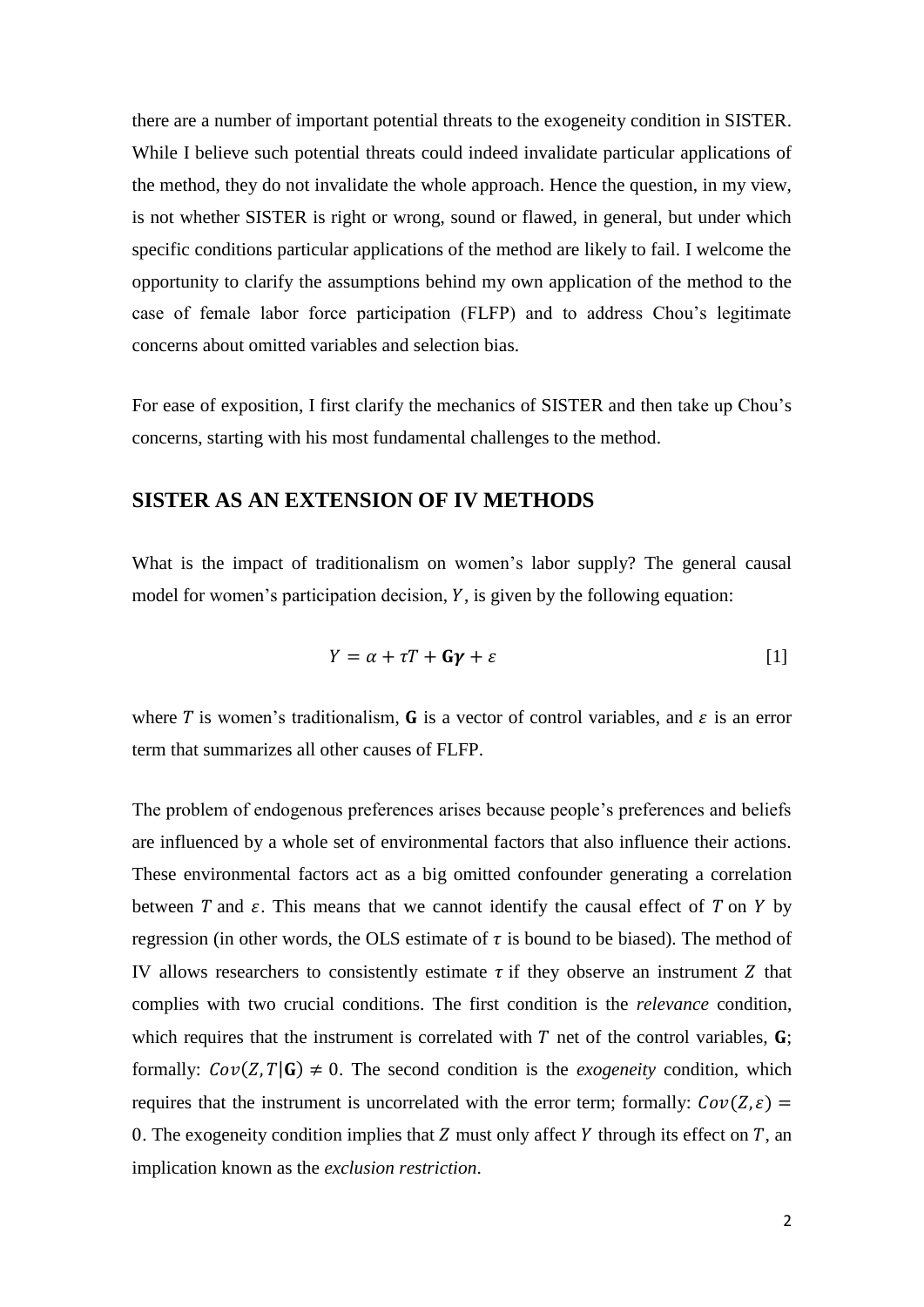there are a number of important potential threats to the exogeneity condition in SISTER. While I believe such potential threats could indeed invalidate particular applications of the method, they do not invalidate the whole approach. Hence the question, in my view, is not whether SISTER is right or wrong, sound or flawed, in general, but under which specific conditions particular applications of the method are likely to fail. I welcome the opportunity to clarify the assumptions behind my own application of the method to the case of female labor force participation (FLFP) and to address Chou's legitimate concerns about omitted variables and selection bias.

For ease of exposition, I first clarify the mechanics of SISTER and then take up Chou's concerns, starting with his most fundamental challenges to the method.

## SISTER AS AN EXTENSION OF IV METHODS

What is the impact of traditionalism on women's labor supply? The general causal model for women's participation decision, $Y$, is given by the following equation:

$$Y = \alpha + \tau T + \mathbf{G}\boldsymbol{\gamma} + \varepsilon \qquad [1]$$

where $T$ is women's traditionalism, $\mathbf{G}$ is a vector of control variables, and $\varepsilon$ is an error term that summarizes all other causes of FLFP.

The problem of endogenous preferences arises because people's preferences and beliefs are influenced by a whole set of environmental factors that also influence their actions. These environmental factors act as a big omitted confounder generating a correlation between $T$ and $\varepsilon$. This means that we cannot identify the causal effect of $T$ on $Y$ by regression (in other words, the OLS estimate of $\tau$ is bound to be biased). The method of IV allows researchers to consistently estimate $\tau$ if they observe an instrument $Z$ that complies with two crucial conditions. The first condition is the *relevance* condition, which requires that the instrument is correlated with $T$ net of the control variables, $\mathbf{G}$; formally: $Cov(Z, T|\mathbf{G}) \neq 0$. The second condition is the *exogeneity* condition, which requires that the instrument is uncorrelated with the error term; formally: $Cov(Z, \varepsilon) = 0$. The exogeneity condition implies that $Z$ must only affect $Y$ through its effect on $T$, an implication known as the *exclusion restriction*.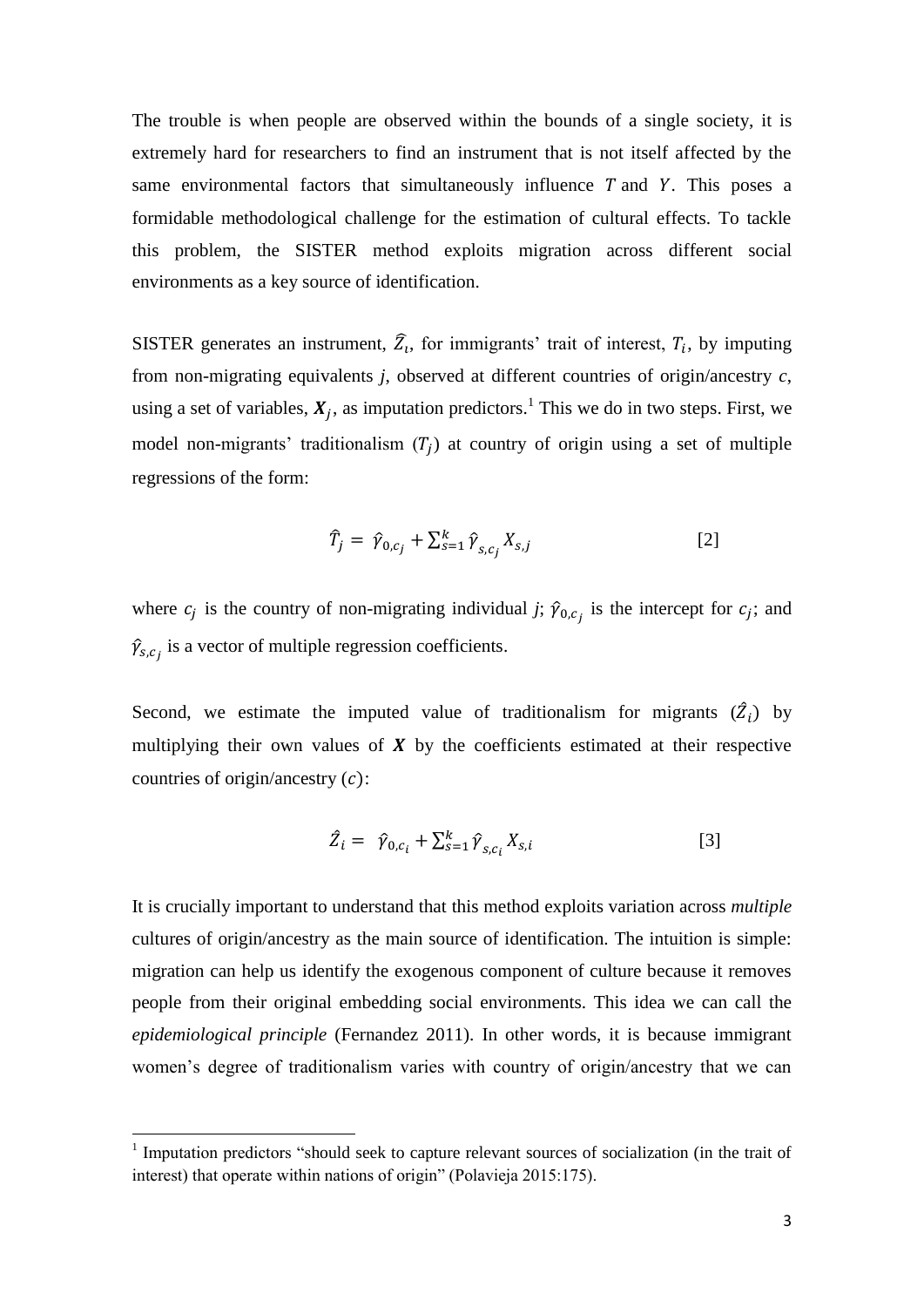The trouble is when people are observed within the bounds of a single society, it is extremely hard for researchers to find an instrument that is not itself affected by the same environmental factors that simultaneously influence $T$ and $Y$. This poses a formidable methodological challenge for the estimation of cultural effects. To tackle this problem, the SISTER method exploits migration across different social environments as a key source of identification.

SISTER generates an instrument, $\widehat{Z}_i$, for immigrants' trait of interest, $T_i$, by imputing from non-migrating equivalents *j*, observed at different countries of origin/ancestry *c*, using a set of variables, $\boldsymbol{X}_j$, as imputation predictors.[1] This we do in two steps. First, we model non-migrants' traditionalism ($T_j$) at country of origin using a set of multiple regressions of the form:

$$\hat{T}_j = \hat{\gamma}_{0,c_j} + \sum_{s=1}^{k} \hat{\gamma}_{s,c_j} X_{s,j} \qquad [2]$$

where $c_j$ is the country of non-migrating individual *j*; $\hat{\gamma}_{0,c_j}$ is the intercept for $c_j$; and $\hat{\gamma}_{s,c_j}$ is a vector of multiple regression coefficients.

Second, we estimate the imputed value of traditionalism for migrants ($\hat{Z}_i$) by multiplying their own values of $\boldsymbol{X}$ by the coefficients estimated at their respective countries of origin/ancestry ($c$):

$$\hat{Z}_i = \hat{\gamma}_{0,c_i} + \sum_{s=1}^{k} \hat{\gamma}_{s,c_i} X_{s,i} \qquad [3]$$

It is crucially important to understand that this method exploits variation across *multiple* cultures of origin/ancestry as the main source of identification. The intuition is simple: migration can help us identify the exogenous component of culture because it removes people from their original embedding social environments. This idea we can call the *epidemiological principle* (Fernandez 2011). In other words, it is because immigrant women's degree of traditionalism varies with country of origin/ancestry that we can

[1] Imputation predictors "should seek to capture relevant sources of socialization (in the trait of interest) that operate within nations of origin" (Polavieja 2015:175).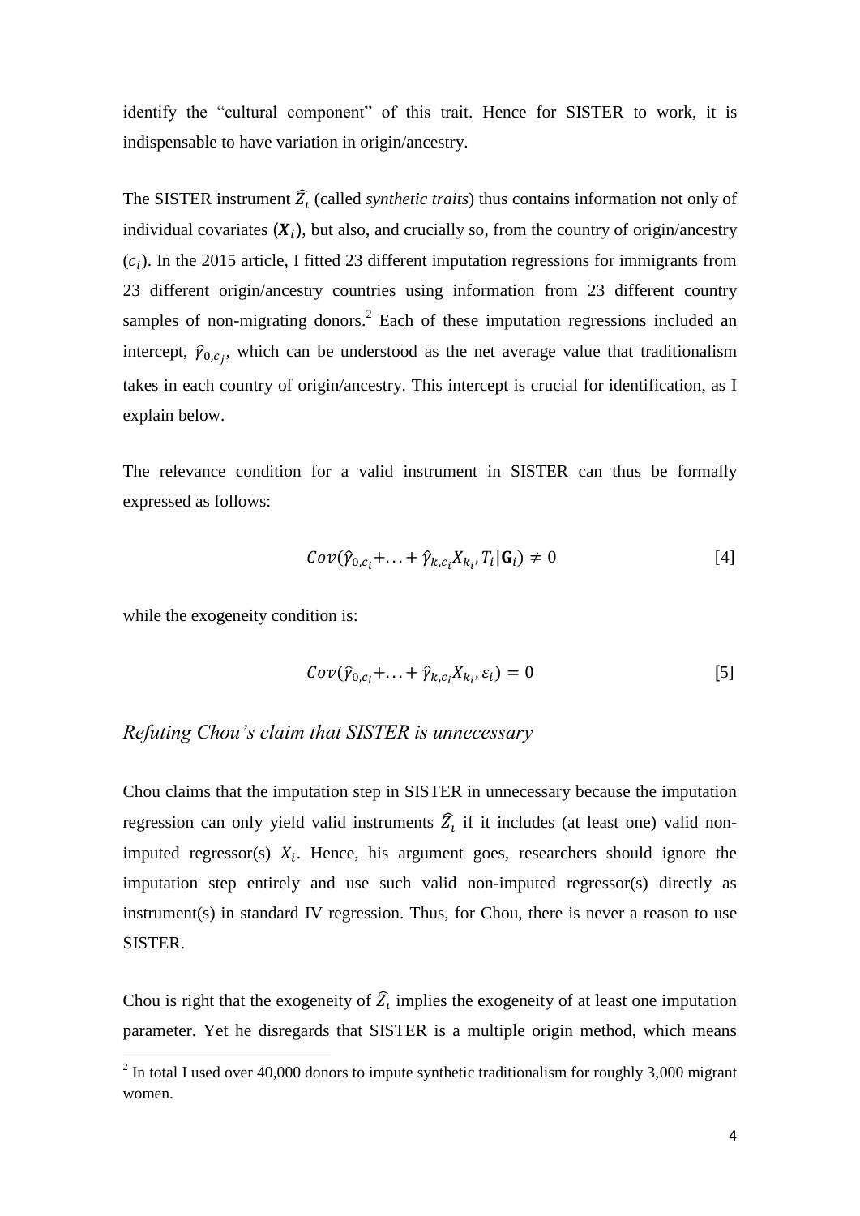identify the "cultural component" of this trait. Hence for SISTER to work, it is indispensable to have variation in origin/ancestry.

The SISTER instrument $\widehat{Z}_i$ (called *synthetic traits*) thus contains information not only of individual covariates $(\boldsymbol{X}_i)$, but also, and crucially so, from the country of origin/ancestry $(c_i)$. In the 2015 article, I fitted 23 different imputation regressions for immigrants from 23 different origin/ancestry countries using information from 23 different country samples of non-migrating donors.[2] Each of these imputation regressions included an intercept, $\hat{\gamma}_{0,c_j}$, which can be understood as the net average value that traditionalism takes in each country of origin/ancestry. This intercept is crucial for identification, as I explain below.

The relevance condition for a valid instrument in SISTER can thus be formally expressed as follows:

$$Cov(\hat{\gamma}_{0,c_i} + \ldots + \hat{\gamma}_{k,c_i} X_{k_i}, T_i | \mathbf{G}_i) \neq 0 \qquad [4]$$

while the exogeneity condition is:

$$Cov(\hat{\gamma}_{0,c_i} + \ldots + \hat{\gamma}_{k,c_i} X_{k_i}, \varepsilon_i) = 0 \qquad [5]$$

### *Refuting Chou's claim that SISTER is unnecessary*

Chou claims that the imputation step in SISTER in unnecessary because the imputation regression can only yield valid instruments $\widehat{Z}_i$ if it includes (at least one) valid non-imputed regressor(s) $X_i$. Hence, his argument goes, researchers should ignore the imputation step entirely and use such valid non-imputed regressor(s) directly as instrument(s) in standard IV regression. Thus, for Chou, there is never a reason to use SISTER.

Chou is right that the exogeneity of $\widehat{Z}_i$ implies the exogeneity of at least one imputation parameter. Yet he disregards that SISTER is a multiple origin method, which means

[2] In total I used over 40,000 donors to impute synthetic traditionalism for roughly 3,000 migrant women.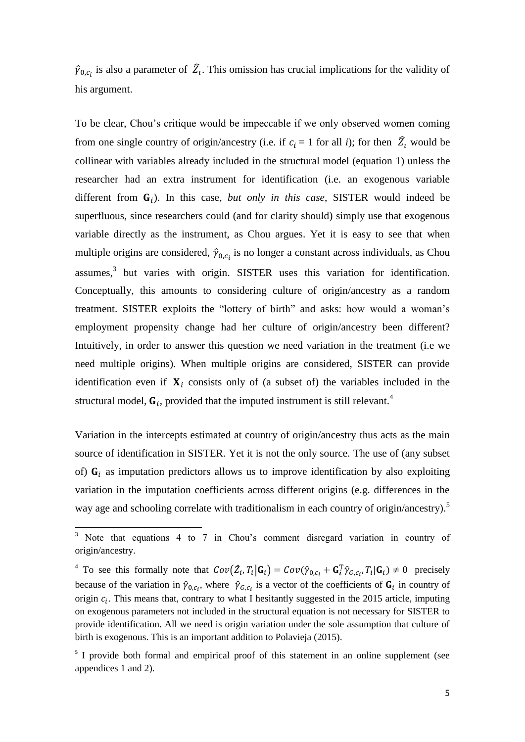$\hat{\gamma}_{0,c_i}$ is also a parameter of $\widehat{Z}_i$. This omission has crucial implications for the validity of his argument.

To be clear, Chou's critique would be impeccable if we only observed women coming from one single country of origin/ancestry (i.e. if $c_i = 1$ for all *i*); for then $\widehat{Z}_i$ would be collinear with variables already included in the structural model (equation 1) unless the researcher had an extra instrument for identification (i.e. an exogenous variable different from $\mathbf{G}_i$). In this case, *but only in this case*, SISTER would indeed be superfluous, since researchers could (and for clarity should) simply use that exogenous variable directly as the instrument, as Chou argues. Yet it is easy to see that when multiple origins are considered, $\hat{\gamma}_{0,c_i}$ is no longer a constant across individuals, as Chou assumes,[3] but varies with origin. SISTER uses this variation for identification. Conceptually, this amounts to considering culture of origin/ancestry as a random treatment. SISTER exploits the "lottery of birth" and asks: how would a woman's employment propensity change had her culture of origin/ancestry been different? Intuitively, in order to answer this question we need variation in the treatment (i.e we need multiple origins). When multiple origins are considered, SISTER can provide identification even if $\mathbf{X}_i$ consists only of (a subset of) the variables included in the structural model, $\mathbf{G}_i$, provided that the imputed instrument is still relevant.[4]

Variation in the intercepts estimated at country of origin/ancestry thus acts as the main source of identification in SISTER. Yet it is not the only source. The use of (any subset of) $\mathbf{G}_i$ as imputation predictors allows us to improve identification by also exploiting variation in the imputation coefficients across different origins (e.g. differences in the way age and schooling correlate with traditionalism in each country of origin/ancestry).[5]

---

[3] Note that equations 4 to 7 in Chou's comment disregard variation in country of origin/ancestry.

[4] To see this formally note that $Cov(\hat{Z}_i, T_i|\mathbf{G}_i) = Cov(\hat{\gamma}_{0,c_i} + \mathbf{G}_i^{\mathrm{T}}\hat{\gamma}_{G,c_i}, T_i|\mathbf{G}_i) \neq 0$ precisely because of the variation in $\hat{\gamma}_{0,c_i}$, where $\hat{\gamma}_{G,c_i}$ is a vector of the coefficients of $\mathbf{G}_i$ in country of origin $c_i$. This means that, contrary to what I hesitantly suggested in the 2015 article, imputing on exogenous parameters not included in the structural equation is not necessary for SISTER to provide identification. All we need is origin variation under the sole assumption that culture of birth is exogenous. This is an important addition to Polavieja (2015).

[5] I provide both formal and empirical proof of this statement in an online supplement (see appendices 1 and 2).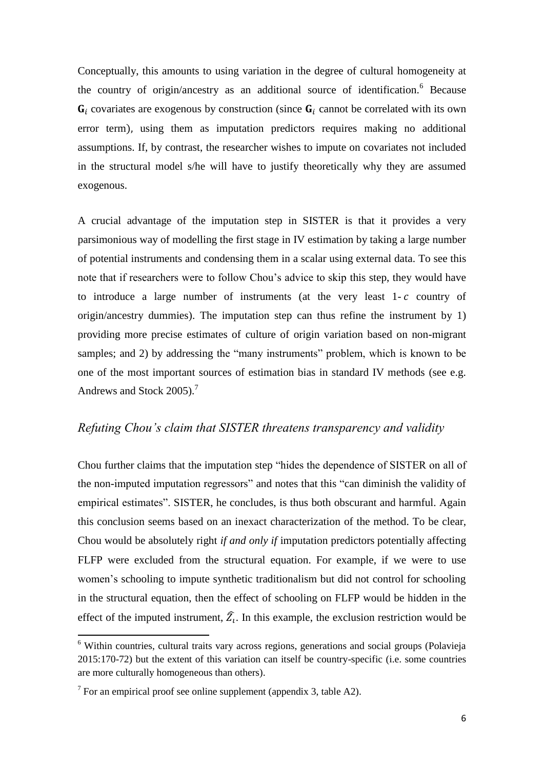Conceptually, this amounts to using variation in the degree of cultural homogeneity at the country of origin/ancestry as an additional source of identification.[6] Because $\mathbf{G}_i$ covariates are exogenous by construction (since $\mathbf{G}_i$ cannot be correlated with its own error term), using them as imputation predictors requires making no additional assumptions. If, by contrast, the researcher wishes to impute on covariates not included in the structural model s/he will have to justify theoretically why they are assumed exogenous.

A crucial advantage of the imputation step in SISTER is that it provides a very parsimonious way of modelling the first stage in IV estimation by taking a large number of potential instruments and condensing them in a scalar using external data. To see this note that if researchers were to follow Chou's advice to skip this step, they would have to introduce a large number of instruments (at the very least 1- $c$ country of origin/ancestry dummies). The imputation step can thus refine the instrument by 1) providing more precise estimates of culture of origin variation based on non-migrant samples; and 2) by addressing the "many instruments" problem, which is known to be one of the most important sources of estimation bias in standard IV methods (see e.g. Andrews and Stock 2005).[7]

## *Refuting Chou's claim that SISTER threatens transparency and validity*

Chou further claims that the imputation step "hides the dependence of SISTER on all of the non-imputed imputation regressors" and notes that this "can diminish the validity of empirical estimates". SISTER, he concludes, is thus both obscurant and harmful. Again this conclusion seems based on an inexact characterization of the method. To be clear, Chou would be absolutely right *if and only if* imputation predictors potentially affecting FLFP were excluded from the structural equation. For example, if we were to use women's schooling to impute synthetic traditionalism but did not control for schooling in the structural equation, then the effect of schooling on FLFP would be hidden in the effect of the imputed instrument, $\widehat{Z}_i$. In this example, the exclusion restriction would be

[6] Within countries, cultural traits vary across regions, generations and social groups (Polavieja 2015:170-72) but the extent of this variation can itself be country-specific (i.e. some countries are more culturally homogeneous than others).

[7] For an empirical proof see online supplement (appendix 3, table A2).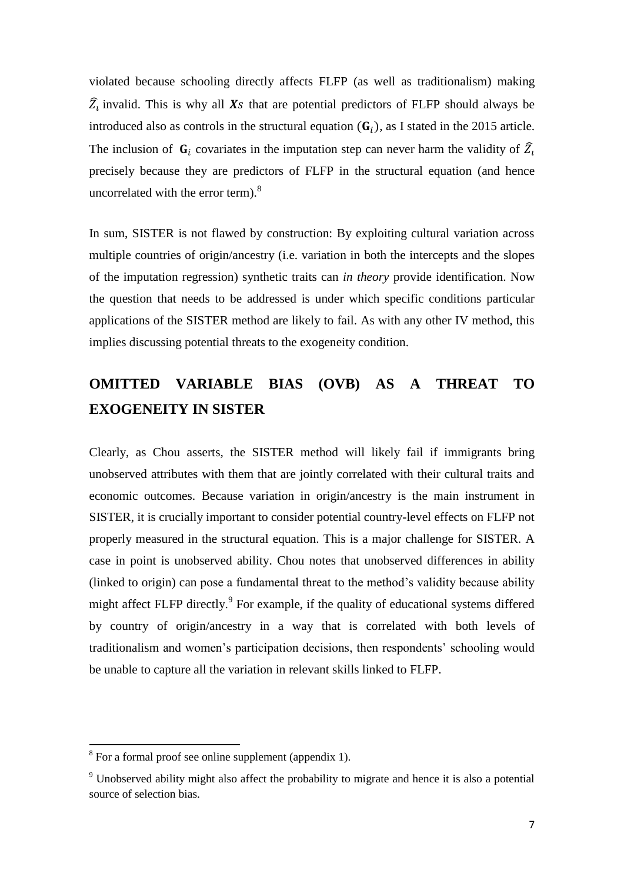violated because schooling directly affects FLFP (as well as traditionalism) making $\widehat{Z}_i$ invalid. This is why all $\boldsymbol{X}s$ that are potential predictors of FLFP should always be introduced also as controls in the structural equation $(\mathbf{G}_i)$, as I stated in the 2015 article. The inclusion of $\mathbf{G}_i$ covariates in the imputation step can never harm the validity of $\widehat{Z}_i$ precisely because they are predictors of FLFP in the structural equation (and hence uncorrelated with the error term).[8]

In sum, SISTER is not flawed by construction: By exploiting cultural variation across multiple countries of origin/ancestry (i.e. variation in both the intercepts and the slopes of the imputation regression) synthetic traits can *in theory* provide identification. Now the question that needs to be addressed is under which specific conditions particular applications of the SISTER method are likely to fail. As with any other IV method, this implies discussing potential threats to the exogeneity condition.

## OMITTED VARIABLE BIAS (OVB) AS A THREAT TO EXOGENEITY IN SISTER

Clearly, as Chou asserts, the SISTER method will likely fail if immigrants bring unobserved attributes with them that are jointly correlated with their cultural traits and economic outcomes. Because variation in origin/ancestry is the main instrument in SISTER, it is crucially important to consider potential country-level effects on FLFP not properly measured in the structural equation. This is a major challenge for SISTER. A case in point is unobserved ability. Chou notes that unobserved differences in ability (linked to origin) can pose a fundamental threat to the method's validity because ability might affect FLFP directly.[9] For example, if the quality of educational systems differed by country of origin/ancestry in a way that is correlated with both levels of traditionalism and women's participation decisions, then respondents' schooling would be unable to capture all the variation in relevant skills linked to FLFP.

[8] For a formal proof see online supplement (appendix 1).

[9] Unobserved ability might also affect the probability to migrate and hence it is also a potential source of selection bias.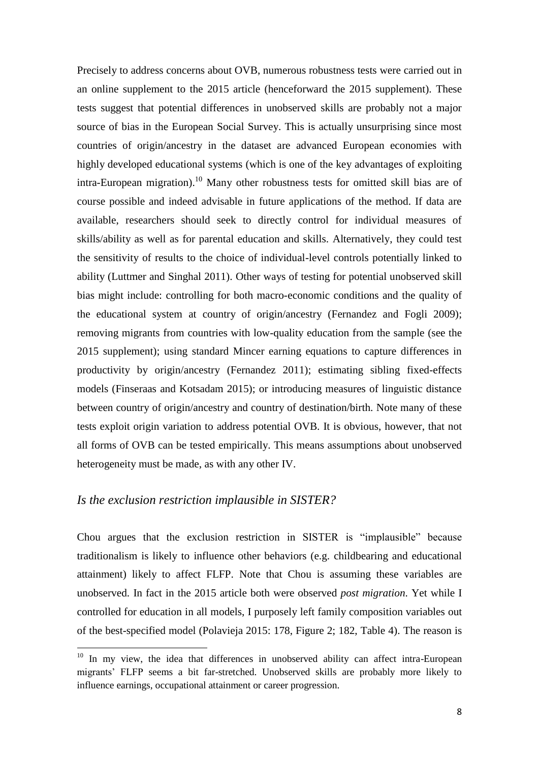Precisely to address concerns about OVB, numerous robustness tests were carried out in an online supplement to the 2015 article (henceforward the 2015 supplement). These tests suggest that potential differences in unobserved skills are probably not a major source of bias in the European Social Survey. This is actually unsurprising since most countries of origin/ancestry in the dataset are advanced European economies with highly developed educational systems (which is one of the key advantages of exploiting intra-European migration).[10] Many other robustness tests for omitted skill bias are of course possible and indeed advisable in future applications of the method. If data are available, researchers should seek to directly control for individual measures of skills/ability as well as for parental education and skills. Alternatively, they could test the sensitivity of results to the choice of individual-level controls potentially linked to ability (Luttmer and Singhal 2011). Other ways of testing for potential unobserved skill bias might include: controlling for both macro-economic conditions and the quality of the educational system at country of origin/ancestry (Fernandez and Fogli 2009); removing migrants from countries with low-quality education from the sample (see the 2015 supplement); using standard Mincer earning equations to capture differences in productivity by origin/ancestry (Fernandez 2011); estimating sibling fixed-effects models (Finseraas and Kotsadam 2015); or introducing measures of linguistic distance between country of origin/ancestry and country of destination/birth. Note many of these tests exploit origin variation to address potential OVB. It is obvious, however, that not all forms of OVB can be tested empirically. This means assumptions about unobserved heterogeneity must be made, as with any other IV.

## *Is the exclusion restriction implausible in SISTER?*

Chou argues that the exclusion restriction in SISTER is "implausible" because traditionalism is likely to influence other behaviors (e.g. childbearing and educational attainment) likely to affect FLFP. Note that Chou is assuming these variables are unobserved. In fact in the 2015 article both were observed *post migration.* Yet while I controlled for education in all models, I purposely left family composition variables out of the best-specified model (Polavieja 2015: 178, Figure 2; 182, Table 4). The reason is

[10] In my view, the idea that differences in unobserved ability can affect intra-European migrants' FLFP seems a bit far-stretched. Unobserved skills are probably more likely to influence earnings, occupational attainment or career progression.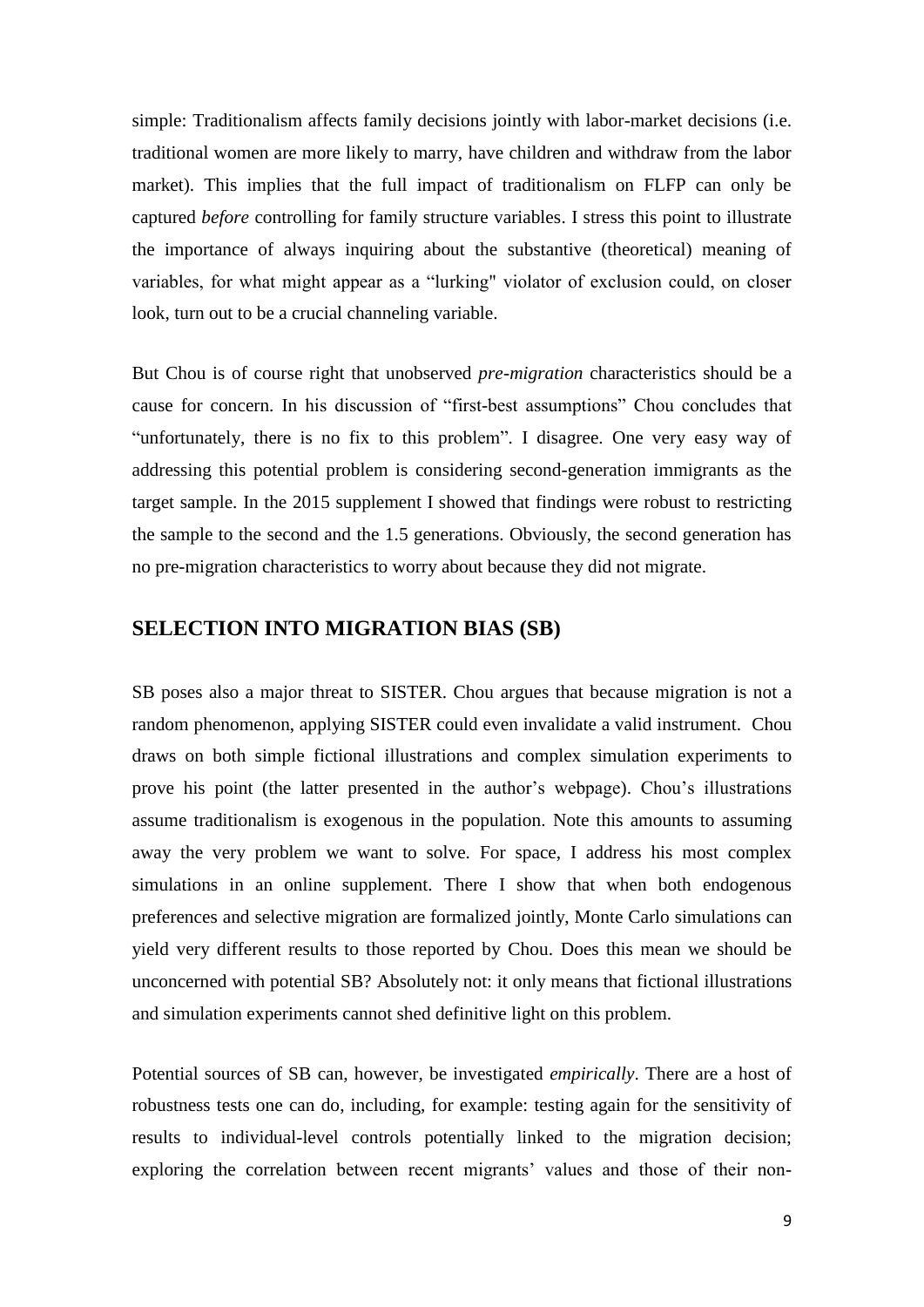simple: Traditionalism affects family decisions jointly with labor-market decisions (i.e. traditional women are more likely to marry, have children and withdraw from the labor market). This implies that the full impact of traditionalism on FLFP can only be captured *before* controlling for family structure variables. I stress this point to illustrate the importance of always inquiring about the substantive (theoretical) meaning of variables, for what might appear as a "lurking" violator of exclusion could, on closer look, turn out to be a crucial channeling variable.

But Chou is of course right that unobserved *pre-migration* characteristics should be a cause for concern. In his discussion of "first-best assumptions" Chou concludes that "unfortunately, there is no fix to this problem". I disagree. One very easy way of addressing this potential problem is considering second-generation immigrants as the target sample. In the 2015 supplement I showed that findings were robust to restricting the sample to the second and the 1.5 generations. Obviously, the second generation has no pre-migration characteristics to worry about because they did not migrate.

## SELECTION INTO MIGRATION BIAS (SB)

SB poses also a major threat to SISTER. Chou argues that because migration is not a random phenomenon, applying SISTER could even invalidate a valid instrument. Chou draws on both simple fictional illustrations and complex simulation experiments to prove his point (the latter presented in the author's webpage). Chou's illustrations assume traditionalism is exogenous in the population. Note this amounts to assuming away the very problem we want to solve. For space, I address his most complex simulations in an online supplement. There I show that when both endogenous preferences and selective migration are formalized jointly, Monte Carlo simulations can yield very different results to those reported by Chou. Does this mean we should be unconcerned with potential SB? Absolutely not: it only means that fictional illustrations and simulation experiments cannot shed definitive light on this problem.

Potential sources of SB can, however, be investigated *empirically*. There are a host of robustness tests one can do, including, for example: testing again for the sensitivity of results to individual-level controls potentially linked to the migration decision; exploring the correlation between recent migrants' values and those of their non-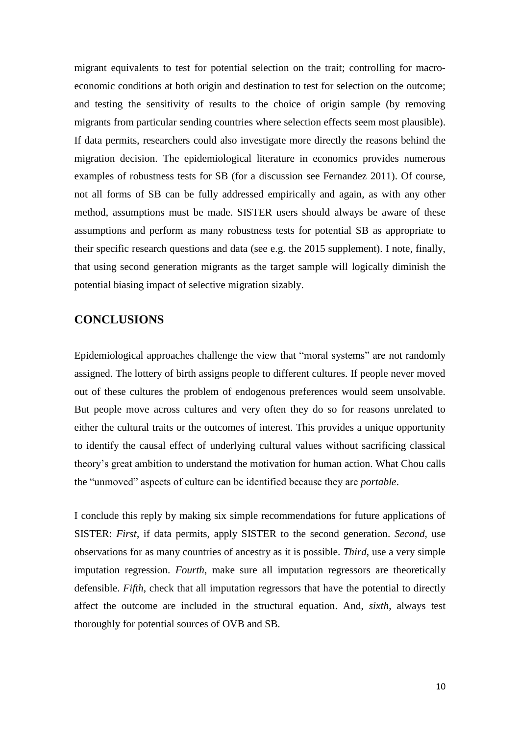migrant equivalents to test for potential selection on the trait; controlling for macro-economic conditions at both origin and destination to test for selection on the outcome; and testing the sensitivity of results to the choice of origin sample (by removing migrants from particular sending countries where selection effects seem most plausible). If data permits, researchers could also investigate more directly the reasons behind the migration decision. The epidemiological literature in economics provides numerous examples of robustness tests for SB (for a discussion see Fernandez 2011). Of course, not all forms of SB can be fully addressed empirically and again, as with any other method, assumptions must be made. SISTER users should always be aware of these assumptions and perform as many robustness tests for potential SB as appropriate to their specific research questions and data (see e.g. the 2015 supplement). I note, finally, that using second generation migrants as the target sample will logically diminish the potential biasing impact of selective migration sizably.

## CONCLUSIONS

Epidemiological approaches challenge the view that "moral systems" are not randomly assigned. The lottery of birth assigns people to different cultures. If people never moved out of these cultures the problem of endogenous preferences would seem unsolvable. But people move across cultures and very often they do so for reasons unrelated to either the cultural traits or the outcomes of interest. This provides a unique opportunity to identify the causal effect of underlying cultural values without sacrificing classical theory's great ambition to understand the motivation for human action. What Chou calls the "unmoved" aspects of culture can be identified because they are *portable*.

I conclude this reply by making six simple recommendations for future applications of SISTER: *First*, if data permits, apply SISTER to the second generation. *Second*, use observations for as many countries of ancestry as it is possible. *Third*, use a very simple imputation regression. *Fourth*, make sure all imputation regressors are theoretically defensible. *Fifth*, check that all imputation regressors that have the potential to directly affect the outcome are included in the structural equation. And, *sixth*, always test thoroughly for potential sources of OVB and SB.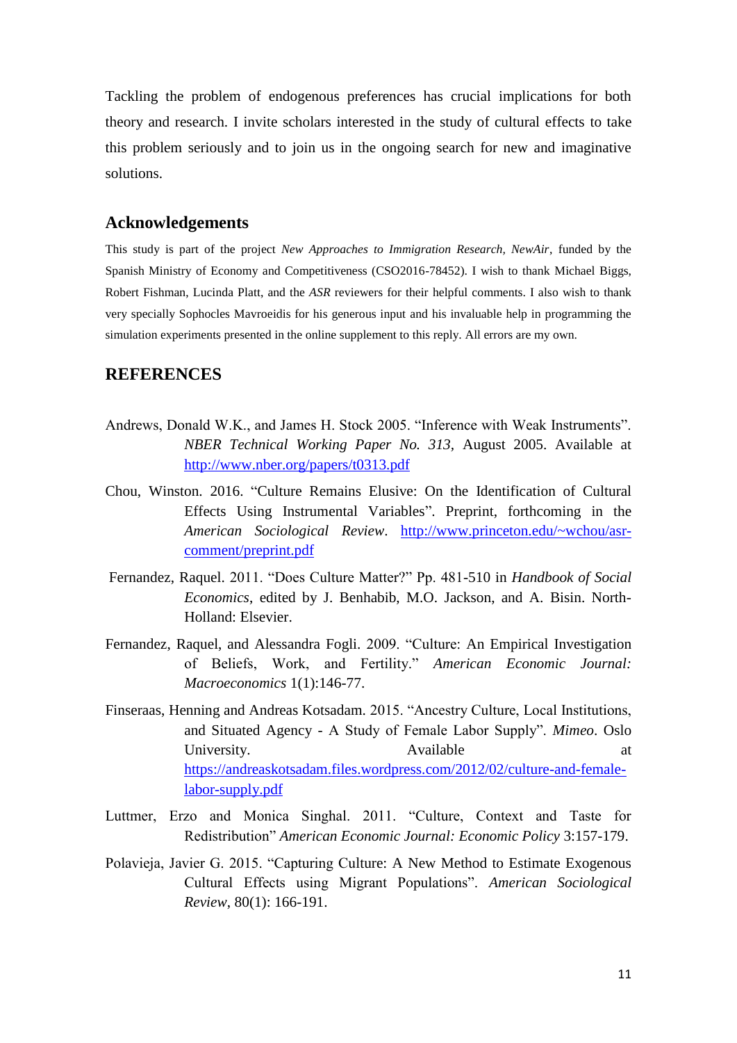Tackling the problem of endogenous preferences has crucial implications for both theory and research. I invite scholars interested in the study of cultural effects to take this problem seriously and to join us in the ongoing search for new and imaginative solutions.

## Acknowledgements

This study is part of the project *New Approaches to Immigration Research*, *NewAir*, funded by the Spanish Ministry of Economy and Competitiveness (CSO2016-78452). I wish to thank Michael Biggs, Robert Fishman, Lucinda Platt, and the *ASR* reviewers for their helpful comments. I also wish to thank very specially Sophocles Mavroeidis for his generous input and his invaluable help in programming the simulation experiments presented in the online supplement to this reply. All errors are my own.

## REFERENCES

Andrews, Donald W.K., and James H. Stock 2005. "Inference with Weak Instruments". *NBER Technical Working Paper No. 313,* August 2005. Available at http://www.nber.org/papers/t0313.pdf

Chou, Winston. 2016. "Culture Remains Elusive: On the Identification of Cultural Effects Using Instrumental Variables". Preprint, forthcoming in the *American Sociological Review*. http://www.princeton.edu/~wchou/asr-comment/preprint.pdf

Fernandez, Raquel. 2011. "Does Culture Matter?" Pp. 481-510 in *Handbook of Social Economics*, edited by J. Benhabib, M.O. Jackson, and A. Bisin. North-Holland: Elsevier.

Fernandez, Raquel, and Alessandra Fogli. 2009. "Culture: An Empirical Investigation of Beliefs, Work, and Fertility." *American Economic Journal: Macroeconomics* 1(1):146-77.

Finseraas, Henning and Andreas Kotsadam. 2015. "Ancestry Culture, Local Institutions, and Situated Agency - A Study of Female Labor Supply". *Mimeo*. Oslo University. Available at https://andreaskotsadam.files.wordpress.com/2012/02/culture-and-female-labor-supply.pdf

Luttmer, Erzo and Monica Singhal. 2011. "Culture, Context and Taste for Redistribution" *American Economic Journal: Economic Policy* 3:157-179.

Polavieja, Javier G. 2015. "Capturing Culture: A New Method to Estimate Exogenous Cultural Effects using Migrant Populations". *American Sociological Review*, 80(1): 166-191.